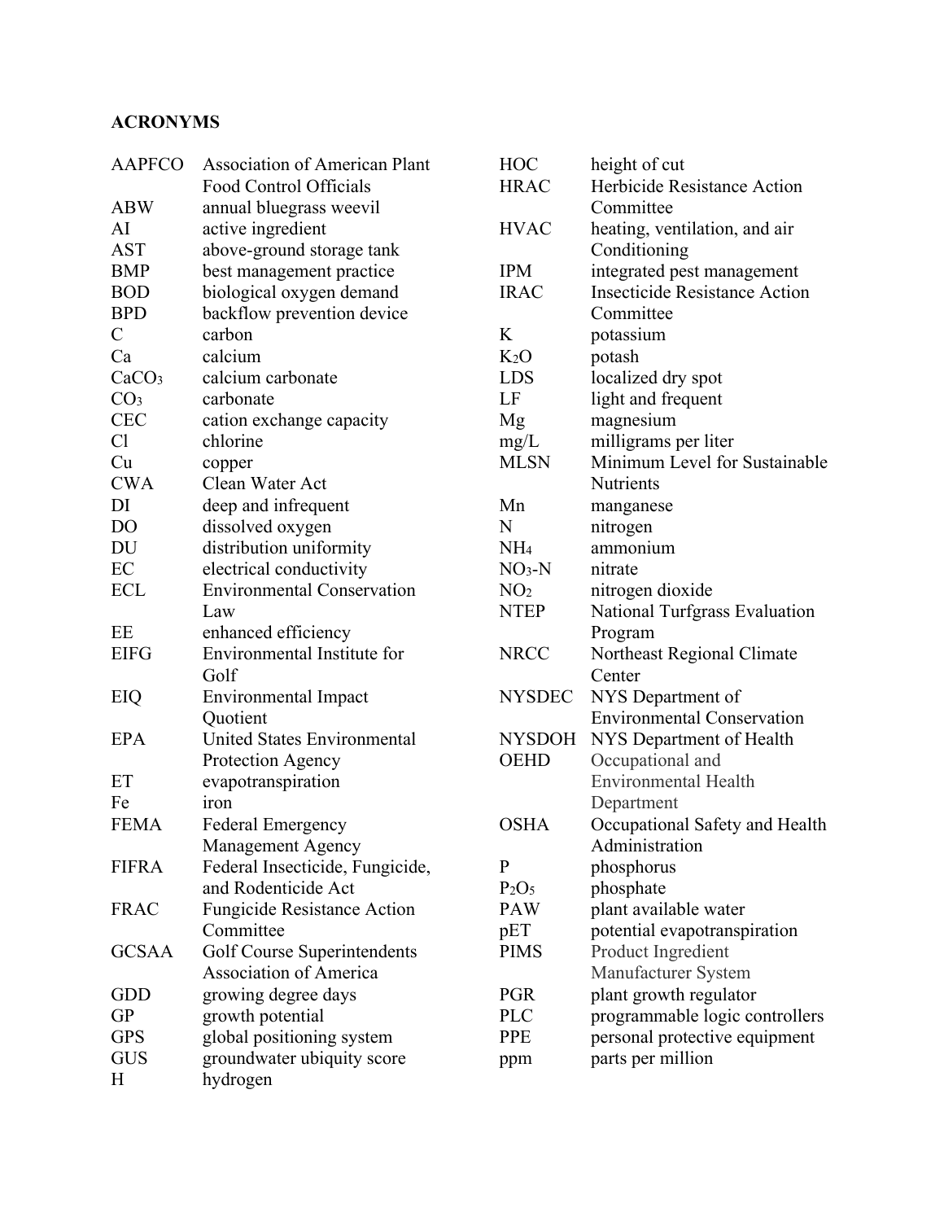**ACRONYMS**

| | |
|---|---|
| AAPFCO | Association of American Plant Food Control Officials |
| ABW | annual bluegrass weevil |
| AI | active ingredient |
| AST | above-ground storage tank |
| BMP | best management practice |
| BOD | biological oxygen demand |
| BPD | backflow prevention device |
| C | carbon |
| Ca | calcium |
| $CaCO_3$ | calcium carbonate |
| $CO_3$ | carbonate |
| CEC | cation exchange capacity |
| Cl | chlorine |
| Cu | copper |
| CWA | Clean Water Act |
| DI | deep and infrequent |
| DO | dissolved oxygen |
| DU | distribution uniformity |
| EC | electrical conductivity |
| ECL | Environmental Conservation Law |
| EE | enhanced efficiency |
| EIFG | Environmental Institute for Golf |
| EIQ | Environmental Impact Quotient |
| EPA | United States Environmental Protection Agency |
| ET | evapotranspiration |
| Fe | iron |
| FEMA | Federal Emergency Management Agency |
| FIFRA | Federal Insecticide, Fungicide, and Rodenticide Act |
| FRAC | Fungicide Resistance Action Committee |
| GCSAA | Golf Course Superintendents Association of America |
| GDD | growing degree days |
| GP | growth potential |
| GPS | global positioning system |
| GUS | groundwater ubiquity score |
| H | hydrogen |
| HOC | height of cut |
| HRAC | Herbicide Resistance Action Committee |
| HVAC | heating, ventilation, and air Conditioning |
| IPM | integrated pest management |
| IRAC | Insecticide Resistance Action Committee |
| K | potassium |
| $K_2O$ | potash |
| LDS | localized dry spot |
| LF | light and frequent |
| Mg | magnesium |
| mg/L | milligrams per liter |
| MLSN | Minimum Level for Sustainable Nutrients |
| Mn | manganese |
| N | nitrogen |
| $NH_4$ | ammonium |
| $NO_3$-N | nitrate |
| $NO_2$ | nitrogen dioxide |
| NTEP | National Turfgrass Evaluation Program |
| NRCC | Northeast Regional Climate Center |
| NYSDEC | NYS Department of Environmental Conservation |
| NYSDOH | NYS Department of Health |
| OEHD | Occupational and Environmental Health Department |
| OSHA | Occupational Safety and Health Administration |
| P | phosphorus |
| $P_2O_5$ | phosphate |
| PAW | plant available water |
| pET | potential evapotranspiration |
| PIMS | Product Ingredient Manufacturer System |
| PGR | plant growth regulator |
| PLC | programmable logic controllers |
| PPE | personal protective equipment |
| ppm | parts per million |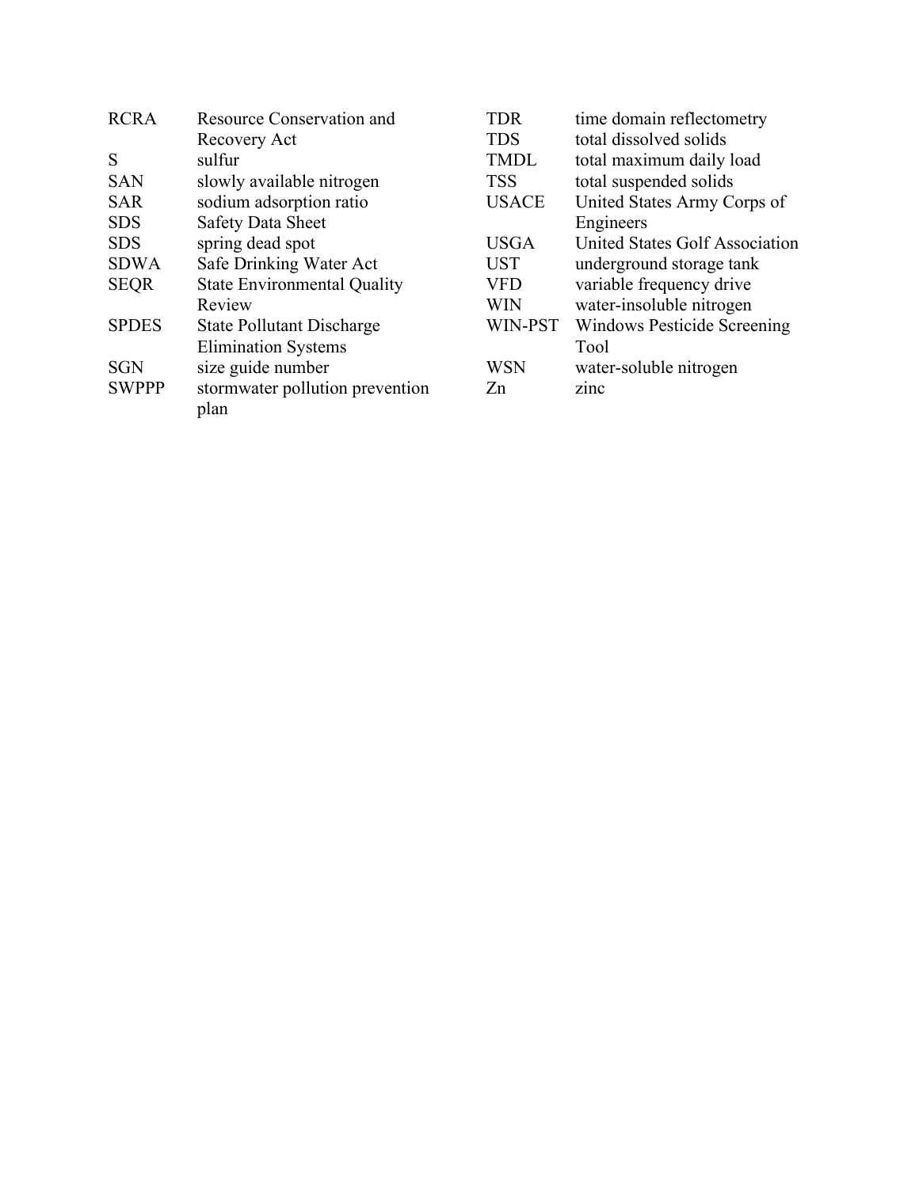| | |
|---|---|
| RCRA | Resource Conservation and Recovery Act |
| S | sulfur |
| SAN | slowly available nitrogen |
| SAR | sodium adsorption ratio |
| SDS | Safety Data Sheet |
| SDS | spring dead spot |
| SDWA | Safe Drinking Water Act |
| SEQR | State Environmental Quality Review |
| SPDES | State Pollutant Discharge Elimination Systems |
| SGN | size guide number |
| SWPPP | stormwater pollution prevention plan |
| TDR | time domain reflectometry |
| TDS | total dissolved solids |
| TMDL | total maximum daily load |
| TSS | total suspended solids |
| USACE | United States Army Corps of Engineers |
| USGA | United States Golf Association |
| UST | underground storage tank |
| VFD | variable frequency drive |
| WIN | water-insoluble nitrogen |
| WIN-PST | Windows Pesticide Screening Tool |
| WSN | water-soluble nitrogen |
| Zn | zinc |